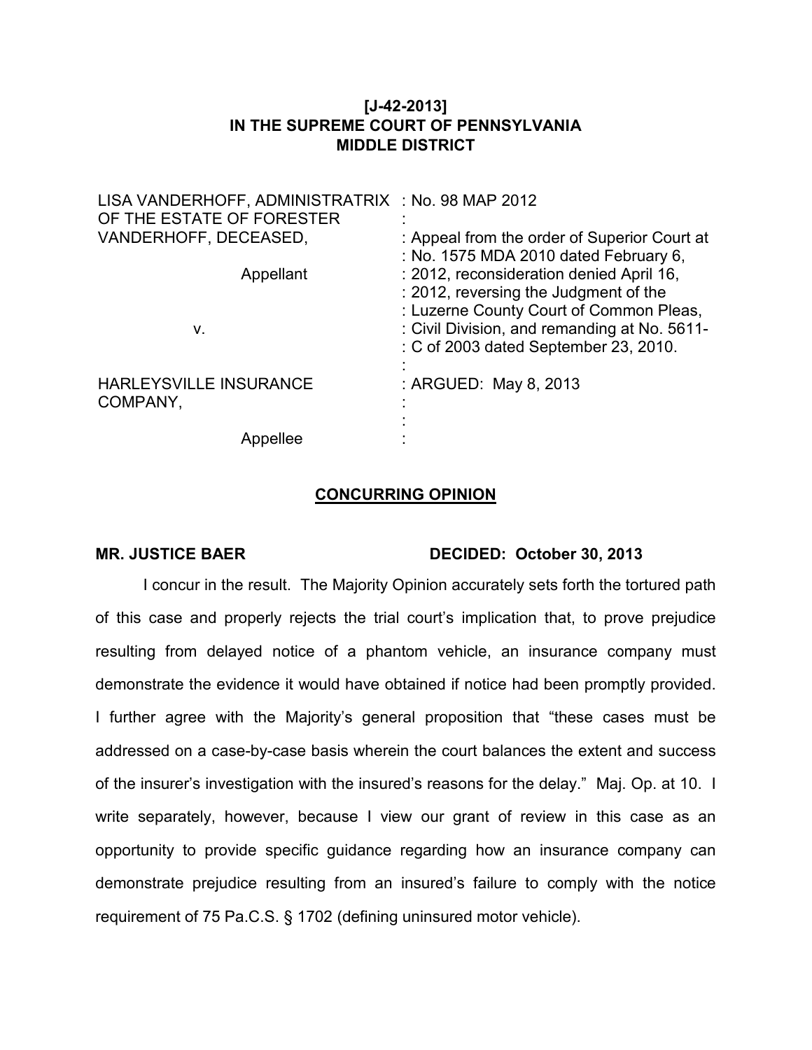**[J-42-2013]**
**IN THE SUPREME COURT OF PENNSYLVANIA**
**MIDDLE DISTRICT**

| | |
|---|---|
| LISA VANDERHOFF, ADMINISTRATRIX OF THE ESTATE OF FORESTER VANDERHOFF, DECEASED, | : No. 98 MAP 2012 |
| Appellant | : Appeal from the order of Superior Court at : No. 1575 MDA 2010 dated February 6, : 2012, reconsideration denied April 16, : 2012, reversing the Judgment of the : Luzerne County Court of Common Pleas, : Civil Division, and remanding at No. 5611- : C of 2003 dated September 23, 2010. |
| v. | |
| HARLEYSVILLE INSURANCE COMPANY, | : ARGUED: May 8, 2013 |
| Appellee | |

**CONCURRING OPINION**

**MR. JUSTICE BAER** **DECIDED: October 30, 2013**

I concur in the result. The Majority Opinion accurately sets forth the tortured path of this case and properly rejects the trial court's implication that, to prove prejudice resulting from delayed notice of a phantom vehicle, an insurance company must demonstrate the evidence it would have obtained if notice had been promptly provided. I further agree with the Majority's general proposition that "these cases must be addressed on a case-by-case basis wherein the court balances the extent and success of the insurer's investigation with the insured's reasons for the delay." Maj. Op. at 10. I write separately, however, because I view our grant of review in this case as an opportunity to provide specific guidance regarding how an insurance company can demonstrate prejudice resulting from an insured's failure to comply with the notice requirement of 75 Pa.C.S. § 1702 (defining uninsured motor vehicle).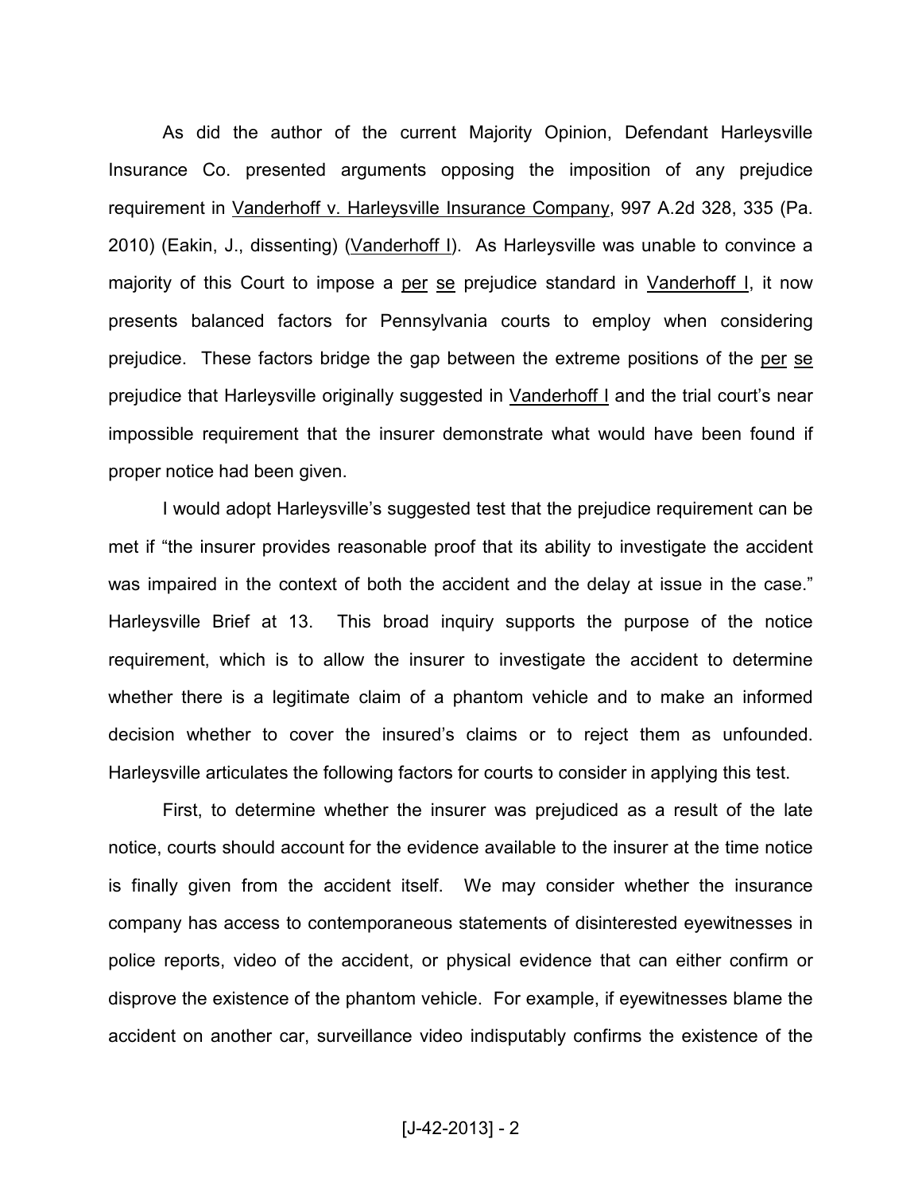As did the author of the current Majority Opinion, Defendant Harleysville Insurance Co. presented arguments opposing the imposition of any prejudice requirement in Vanderhoff v. Harleysville Insurance Company, 997 A.2d 328, 335 (Pa. 2010) (Eakin, J., dissenting) (Vanderhoff I). As Harleysville was unable to convince a majority of this Court to impose a *per se* prejudice standard in Vanderhoff I, it now presents balanced factors for Pennsylvania courts to employ when considering prejudice. These factors bridge the gap between the extreme positions of the *per se* prejudice that Harleysville originally suggested in Vanderhoff I and the trial court's near impossible requirement that the insurer demonstrate what would have been found if proper notice had been given.

I would adopt Harleysville's suggested test that the prejudice requirement can be met if "the insurer provides reasonable proof that its ability to investigate the accident was impaired in the context of both the accident and the delay at issue in the case." Harleysville Brief at 13. This broad inquiry supports the purpose of the notice requirement, which is to allow the insurer to investigate the accident to determine whether there is a legitimate claim of a phantom vehicle and to make an informed decision whether to cover the insured's claims or to reject them as unfounded. Harleysville articulates the following factors for courts to consider in applying this test.

First, to determine whether the insurer was prejudiced as a result of the late notice, courts should account for the evidence available to the insurer at the time notice is finally given from the accident itself. We may consider whether the insurance company has access to contemporaneous statements of disinterested eyewitnesses in police reports, video of the accident, or physical evidence that can either confirm or disprove the existence of the phantom vehicle. For example, if eyewitnesses blame the accident on another car, surveillance video indisputably confirms the existence of the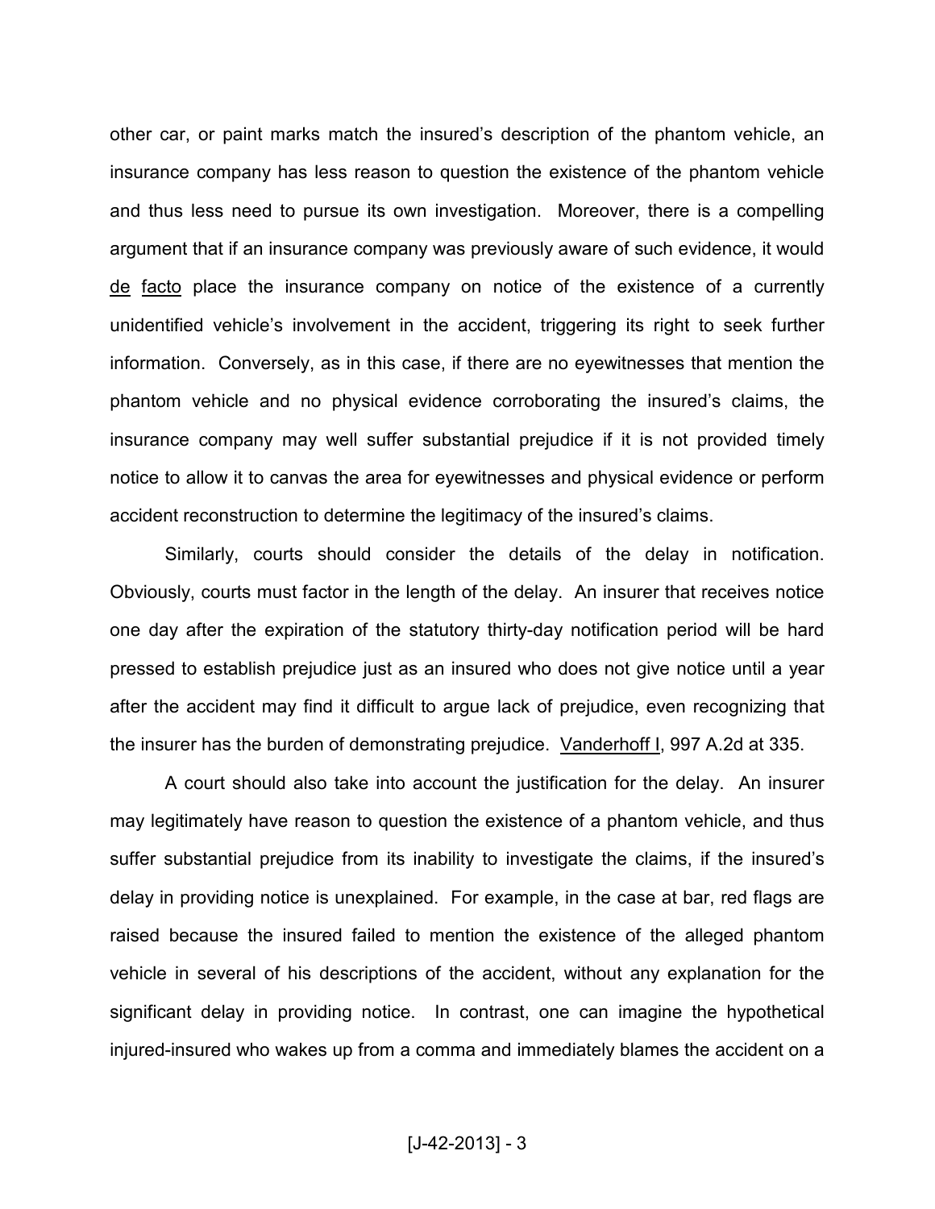other car, or paint marks match the insured's description of the phantom vehicle, an insurance company has less reason to question the existence of the phantom vehicle and thus less need to pursue its own investigation. Moreover, there is a compelling argument that if an insurance company was previously aware of such evidence, it would de facto place the insurance company on notice of the existence of a currently unidentified vehicle's involvement in the accident, triggering its right to seek further information. Conversely, as in this case, if there are no eyewitnesses that mention the phantom vehicle and no physical evidence corroborating the insured's claims, the insurance company may well suffer substantial prejudice if it is not provided timely notice to allow it to canvas the area for eyewitnesses and physical evidence or perform accident reconstruction to determine the legitimacy of the insured's claims.

Similarly, courts should consider the details of the delay in notification. Obviously, courts must factor in the length of the delay. An insurer that receives notice one day after the expiration of the statutory thirty-day notification period will be hard pressed to establish prejudice just as an insured who does not give notice until a year after the accident may find it difficult to argue lack of prejudice, even recognizing that the insurer has the burden of demonstrating prejudice. Vanderhoff I, 997 A.2d at 335.

A court should also take into account the justification for the delay. An insurer may legitimately have reason to question the existence of a phantom vehicle, and thus suffer substantial prejudice from its inability to investigate the claims, if the insured's delay in providing notice is unexplained. For example, in the case at bar, red flags are raised because the insured failed to mention the existence of the alleged phantom vehicle in several of his descriptions of the accident, without any explanation for the significant delay in providing notice. In contrast, one can imagine the hypothetical injured-insured who wakes up from a comma and immediately blames the accident on a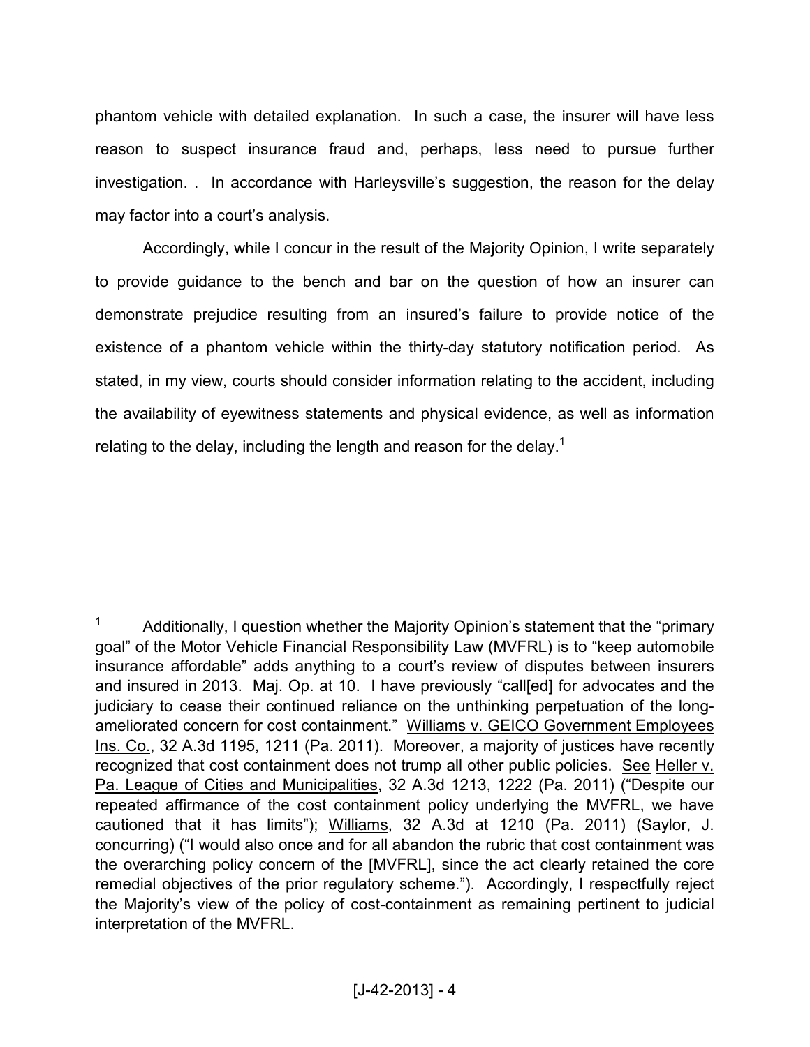phantom vehicle with detailed explanation. In such a case, the insurer will have less reason to suspect insurance fraud and, perhaps, less need to pursue further investigation. . In accordance with Harleysville's suggestion, the reason for the delay may factor into a court's analysis.

Accordingly, while I concur in the result of the Majority Opinion, I write separately to provide guidance to the bench and bar on the question of how an insurer can demonstrate prejudice resulting from an insured's failure to provide notice of the existence of a phantom vehicle within the thirty-day statutory notification period. As stated, in my view, courts should consider information relating to the accident, including the availability of eyewitness statements and physical evidence, as well as information relating to the delay, including the length and reason for the delay.[1]

---

[1] Additionally, I question whether the Majority Opinion's statement that the "primary goal" of the Motor Vehicle Financial Responsibility Law (MVFRL) is to "keep automobile insurance affordable" adds anything to a court's review of disputes between insurers and insured in 2013. Maj. Op. at 10. I have previously "call[ed] for advocates and the judiciary to cease their continued reliance on the unthinking perpetuation of the long-ameliorated concern for cost containment." Williams v. GEICO Government Employees Ins. Co., 32 A.3d 1195, 1211 (Pa. 2011). Moreover, a majority of justices have recently recognized that cost containment does not trump all other public policies. See Heller v. Pa. League of Cities and Municipalities, 32 A.3d 1213, 1222 (Pa. 2011) ("Despite our repeated affirmance of the cost containment policy underlying the MVFRL, we have cautioned that it has limits"); Williams, 32 A.3d at 1210 (Pa. 2011) (Saylor, J. concurring) ("I would also once and for all abandon the rubric that cost containment was the overarching policy concern of the [MVFRL], since the act clearly retained the core remedial objectives of the prior regulatory scheme."). Accordingly, I respectfully reject the Majority's view of the policy of cost-containment as remaining pertinent to judicial interpretation of the MVFRL.